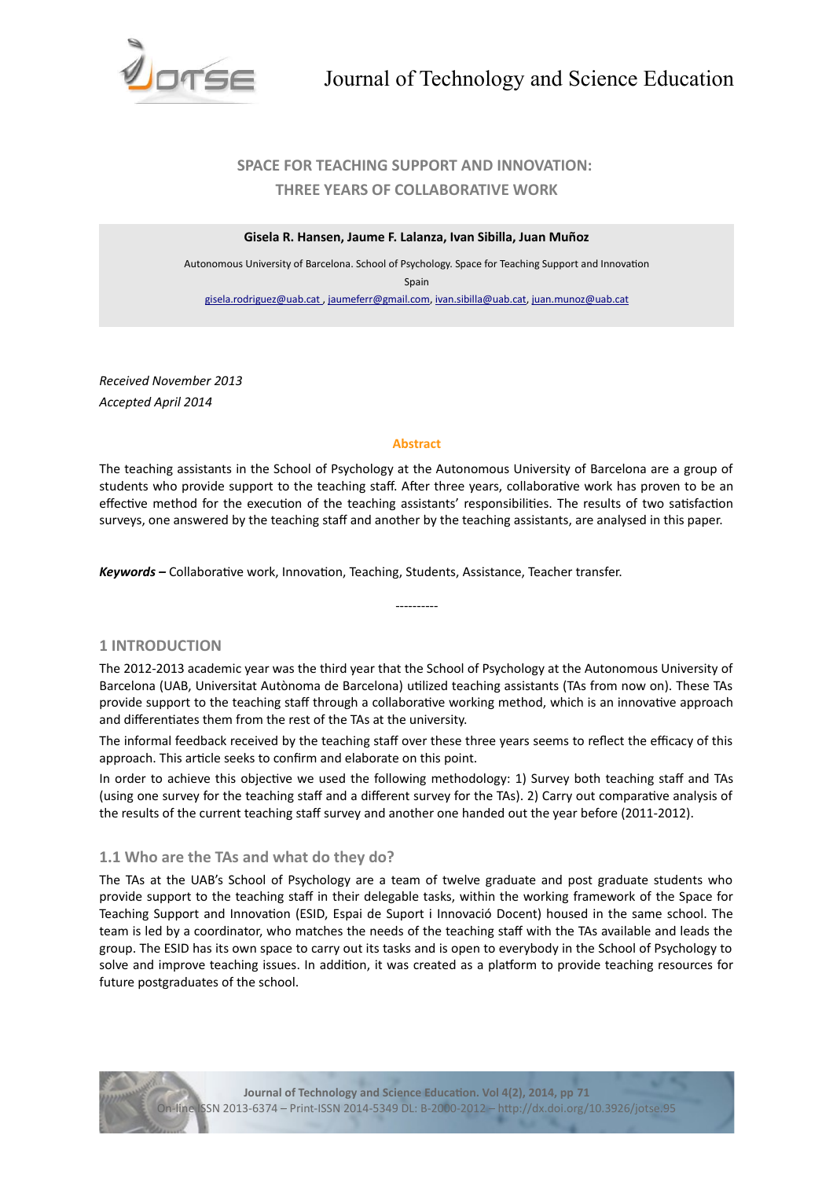# SPACE FOR TEACHING SUPPORT AND INNOVATION: THREE YEARS OF COLLABORATIVE WORK

**Gisela R. Hansen, Jaume F. Lalanza, Ivan Sibilla, Juan Muñoz**

Autonomous University of Barcelona. School of Psychology. Space for Teaching Support and Innovation

Spain

gisela.rodriguez@uab.cat , jaumeferr@gmail.com, ivan.sibilla@uab.cat, juan.munoz@uab.cat

*Received November 2013*

*Accepted April 2014*

## Abstract

The teaching assistants in the School of Psychology at the Autonomous University of Barcelona are a group of students who provide support to the teaching staff. After three years, collaborative work has proven to be an effective method for the execution of the teaching assistants' responsibilities. The results of two satisfaction surveys, one answered by the teaching staff and another by the teaching assistants, are analysed in this paper.

***Keywords –*** Collaborative work, Innovation, Teaching, Students, Assistance, Teacher transfer.

----------

## 1 INTRODUCTION

The 2012-2013 academic year was the third year that the School of Psychology at the Autonomous University of Barcelona (UAB, Universitat Autònoma de Barcelona) utilized teaching assistants (TAs from now on). These TAs provide support to the teaching staff through a collaborative working method, which is an innovative approach and differentiates them from the rest of the TAs at the university.

The informal feedback received by the teaching staff over these three years seems to reflect the efficacy of this approach. This article seeks to confirm and elaborate on this point.

In order to achieve this objective we used the following methodology: 1) Survey both teaching staff and TAs (using one survey for the teaching staff and a different survey for the TAs). 2) Carry out comparative analysis of the results of the current teaching staff survey and another one handed out the year before (2011-2012).

### 1.1 Who are the TAs and what do they do?

The TAs at the UAB's School of Psychology are a team of twelve graduate and post graduate students who provide support to the teaching staff in their delegable tasks, within the working framework of the Space for Teaching Support and Innovation (ESID, Espai de Suport i Innovació Docent) housed in the same school. The team is led by a coordinator, who matches the needs of the teaching staff with the TAs available and leads the group. The ESID has its own space to carry out its tasks and is open to everybody in the School of Psychology to solve and improve teaching issues. In addition, it was created as a platform to provide teaching resources for future postgraduates of the school.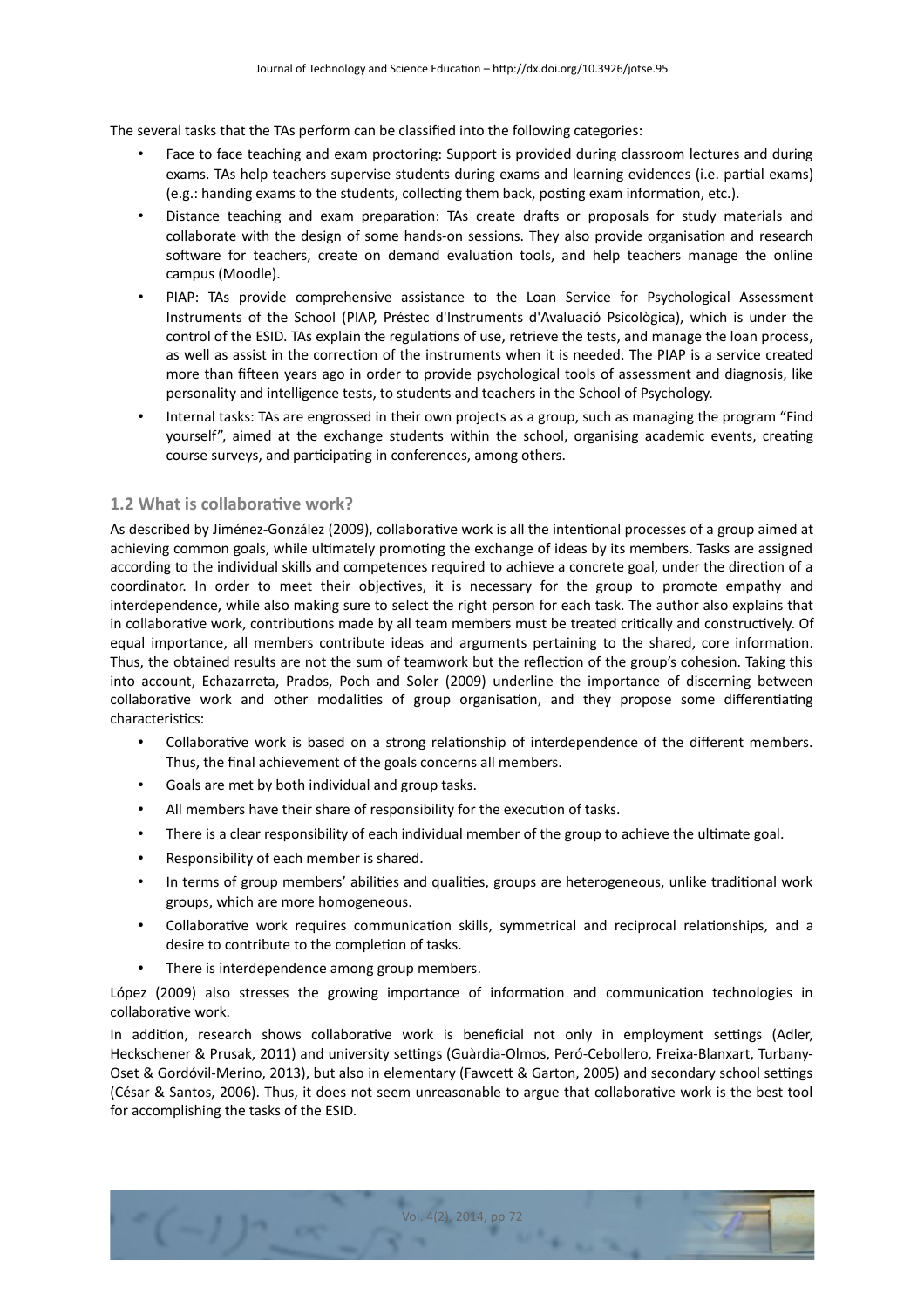The several tasks that the TAs perform can be classified into the following categories:

- Face to face teaching and exam proctoring: Support is provided during classroom lectures and during exams. TAs help teachers supervise students during exams and learning evidences (i.e. partial exams) (e.g.: handing exams to the students, collecting them back, posting exam information, etc.).
- Distance teaching and exam preparation: TAs create drafts or proposals for study materials and collaborate with the design of some hands-on sessions. They also provide organisation and research software for teachers, create on demand evaluation tools, and help teachers manage the online campus (Moodle).
- PIAP: TAs provide comprehensive assistance to the Loan Service for Psychological Assessment Instruments of the School (PIAP, Préstec d'Instruments d'Avaluació Psicològica), which is under the control of the ESID. TAs explain the regulations of use, retrieve the tests, and manage the loan process, as well as assist in the correction of the instruments when it is needed. The PIAP is a service created more than fifteen years ago in order to provide psychological tools of assessment and diagnosis, like personality and intelligence tests, to students and teachers in the School of Psychology.
- Internal tasks: TAs are engrossed in their own projects as a group, such as managing the program "Find yourself", aimed at the exchange students within the school, organising academic events, creating course surveys, and participating in conferences, among others.

### 1.2 What is collaborative work?

As described by Jiménez-González (2009), collaborative work is all the intentional processes of a group aimed at achieving common goals, while ultimately promoting the exchange of ideas by its members. Tasks are assigned according to the individual skills and competences required to achieve a concrete goal, under the direction of a coordinator. In order to meet their objectives, it is necessary for the group to promote empathy and interdependence, while also making sure to select the right person for each task. The author also explains that in collaborative work, contributions made by all team members must be treated critically and constructively. Of equal importance, all members contribute ideas and arguments pertaining to the shared, core information. Thus, the obtained results are not the sum of teamwork but the reflection of the group's cohesion. Taking this into account, Echazarreta, Prados, Poch and Soler (2009) underline the importance of discerning between collaborative work and other modalities of group organisation, and they propose some differentiating characteristics:

- Collaborative work is based on a strong relationship of interdependence of the different members. Thus, the final achievement of the goals concerns all members.
- Goals are met by both individual and group tasks.
- All members have their share of responsibility for the execution of tasks.
- There is a clear responsibility of each individual member of the group to achieve the ultimate goal.
- Responsibility of each member is shared.
- In terms of group members' abilities and qualities, groups are heterogeneous, unlike traditional work groups, which are more homogeneous.
- Collaborative work requires communication skills, symmetrical and reciprocal relationships, and a desire to contribute to the completion of tasks.
- There is interdependence among group members.

López (2009) also stresses the growing importance of information and communication technologies in collaborative work.

In addition, research shows collaborative work is beneficial not only in employment settings (Adler, Heckschener & Prusak, 2011) and university settings (Guàrdia-Olmos, Peró-Cebollero, Freixa-Blanxart, Turbany-Oset & Gordóvil-Merino, 2013), but also in elementary (Fawcett & Garton, 2005) and secondary school settings (César & Santos, 2006). Thus, it does not seem unreasonable to argue that collaborative work is the best tool for accomplishing the tasks of the ESID.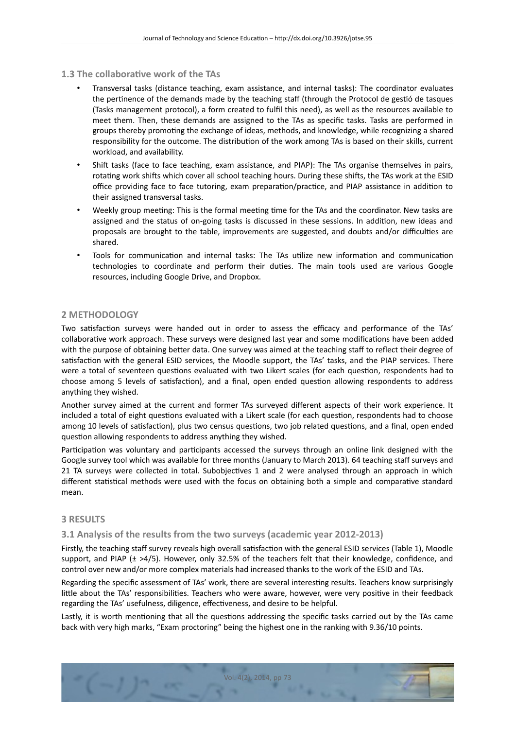### 1.3 The collaborative work of the TAs

- Transversal tasks (distance teaching, exam assistance, and internal tasks): The coordinator evaluates the pertinence of the demands made by the teaching staff (through the Protocol de gestió de tasques (Tasks management protocol), a form created to fulfil this need), as well as the resources available to meet them. Then, these demands are assigned to the TAs as specific tasks. Tasks are performed in groups thereby promoting the exchange of ideas, methods, and knowledge, while recognizing a shared responsibility for the outcome. The distribution of the work among TAs is based on their skills, current workload, and availability.
- Shift tasks (face to face teaching, exam assistance, and PIAP): The TAs organise themselves in pairs, rotating work shifts which cover all school teaching hours. During these shifts, the TAs work at the ESID office providing face to face tutoring, exam preparation/practice, and PIAP assistance in addition to their assigned transversal tasks.
- Weekly group meeting: This is the formal meeting time for the TAs and the coordinator. New tasks are assigned and the status of on-going tasks is discussed in these sessions. In addition, new ideas and proposals are brought to the table, improvements are suggested, and doubts and/or difficulties are shared.
- Tools for communication and internal tasks: The TAs utilize new information and communication technologies to coordinate and perform their duties. The main tools used are various Google resources, including Google Drive, and Dropbox.

## 2 METHODOLOGY

Two satisfaction surveys were handed out in order to assess the efficacy and performance of the TAs' collaborative work approach. These surveys were designed last year and some modifications have been added with the purpose of obtaining better data. One survey was aimed at the teaching staff to reflect their degree of satisfaction with the general ESID services, the Moodle support, the TAs' tasks, and the PIAP services. There were a total of seventeen questions evaluated with two Likert scales (for each question, respondents had to choose among 5 levels of satisfaction), and a final, open ended question allowing respondents to address anything they wished.

Another survey aimed at the current and former TAs surveyed different aspects of their work experience. It included a total of eight questions evaluated with a Likert scale (for each question, respondents had to choose among 10 levels of satisfaction), plus two census questions, two job related questions, and a final, open ended question allowing respondents to address anything they wished.

Participation was voluntary and participants accessed the surveys through an online link designed with the Google survey tool which was available for three months (January to March 2013). 64 teaching staff surveys and 21 TA surveys were collected in total. Subobjectives 1 and 2 were analysed through an approach in which different statistical methods were used with the focus on obtaining both a simple and comparative standard mean.

## 3 RESULTS

### 3.1 Analysis of the results from the two surveys (academic year 2012-2013)

Firstly, the teaching staff survey reveals high overall satisfaction with the general ESID services (Table 1), Moodle support, and PIAP ($\pm$ >4/5). However, only 32.5% of the teachers felt that their knowledge, confidence, and control over new and/or more complex materials had increased thanks to the work of the ESID and TAs.

Regarding the specific assessment of TAs' work, there are several interesting results. Teachers know surprisingly little about the TAs' responsibilities. Teachers who were aware, however, were very positive in their feedback regarding the TAs' usefulness, diligence, effectiveness, and desire to be helpful.

Lastly, it is worth mentioning that all the questions addressing the specific tasks carried out by the TAs came back with very high marks, "Exam proctoring" being the highest one in the ranking with 9.36/10 points.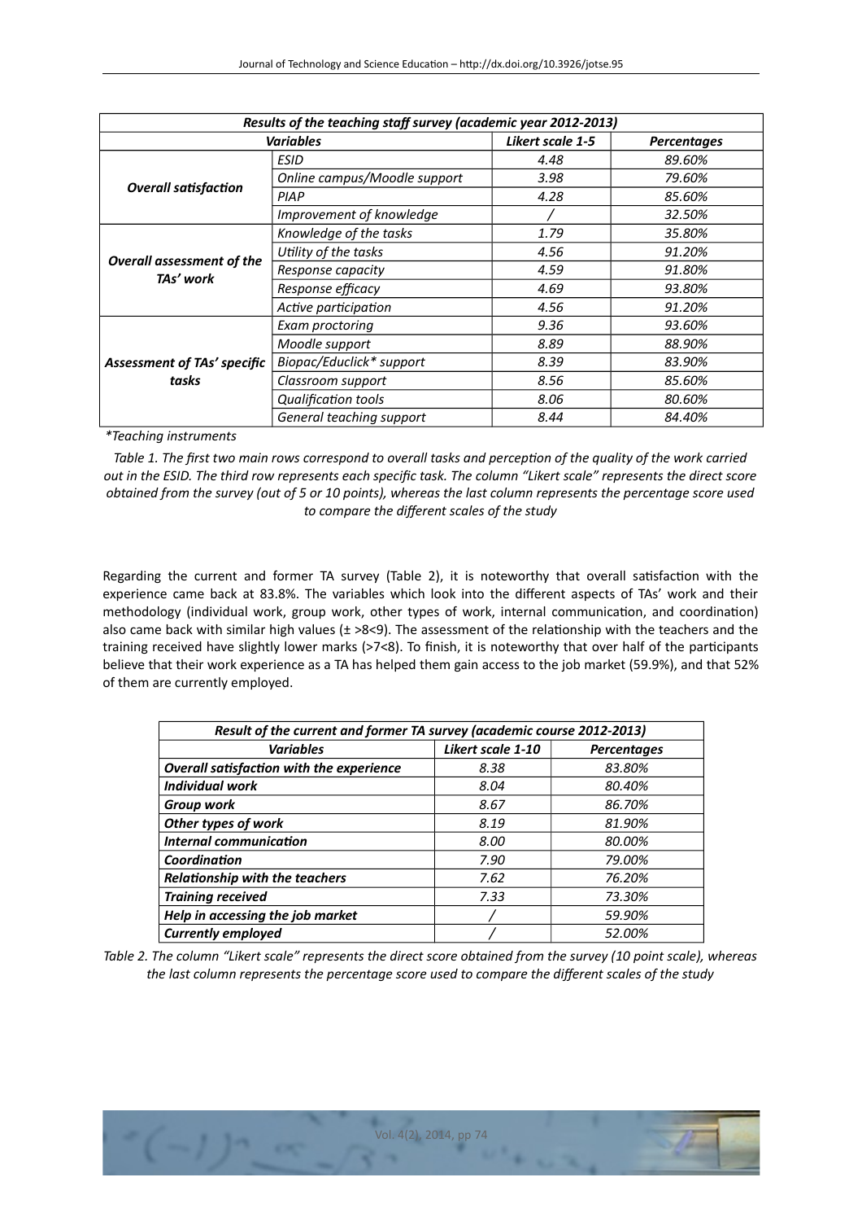| *Results of the teaching staff survey (academic year 2012-2013)* | | | |
|---|---|---|---|
| ***Variables*** | | ***Likert scale 1-5*** | ***Percentages*** |
| ***Overall satisfaction*** | *ESID* | *4.48* | *89.60%* |
| | *Online campus/Moodle support* | *3.98* | *79.60%* |
| | *PIAP* | *4.28* | *85.60%* |
| | *Improvement of knowledge* | */* | *32.50%* |
| ***Overall assessment of the TAs' work*** | *Knowledge of the tasks* | *1.79* | *35.80%* |
| | *Utility of the tasks* | *4.56* | *91.20%* |
| | *Response capacity* | *4.59* | *91.80%* |
| | *Response efficacy* | *4.69* | *93.80%* |
| | *Active participation* | *4.56* | *91.20%* |
| ***Assessment of TAs' specific tasks*** | *Exam proctoring* | *9.36* | *93.60%* |
| | *Moodle support* | *8.89* | *88.90%* |
| | *Biopac/Educlick\* support* | *8.39* | *83.90%* |
| | *Classroom support* | *8.56* | *85.60%* |
| | *Qualification tools* | *8.06* | *80.60%* |
| | *General teaching support* | *8.44* | *84.40%* |

*\*Teaching instruments*

*Table 1. The first two main rows correspond to overall tasks and perception of the quality of the work carried out in the ESID. The third row represents each specific task. The column "Likert scale" represents the direct score obtained from the survey (out of 5 or 10 points), whereas the last column represents the percentage score used to compare the different scales of the study*

Regarding the current and former TA survey (Table 2), it is noteworthy that overall satisfaction with the experience came back at 83.8%. The variables which look into the different aspects of TAs' work and their methodology (individual work, group work, other types of work, internal communication, and coordination) also came back with similar high values (± >8<9). The assessment of the relationship with the teachers and the training received have slightly lower marks (>7<8). To finish, it is noteworthy that over half of the participants believe that their work experience as a TA has helped them gain access to the job market (59.9%), and that 52% of them are currently employed.

| *Result of the current and former TA survey (academic course 2012-2013)* | | |
|---|---|---|
| ***Variables*** | ***Likert scale 1-10*** | ***Percentages*** |
| ***Overall satisfaction with the experience*** | *8.38* | *83.80%* |
| ***Individual work*** | *8.04* | *80.40%* |
| ***Group work*** | *8.67* | *86.70%* |
| ***Other types of work*** | *8.19* | *81.90%* |
| ***Internal communication*** | *8.00* | *80.00%* |
| ***Coordination*** | *7.90* | *79.00%* |
| ***Relationship with the teachers*** | *7.62* | *76.20%* |
| ***Training received*** | *7.33* | *73.30%* |
| ***Help in accessing the job market*** | */* | *59.90%* |
| ***Currently employed*** | */* | *52.00%* |

*Table 2. The column "Likert scale" represents the direct score obtained from the survey (10 point scale), whereas the last column represents the percentage score used to compare the different scales of the study*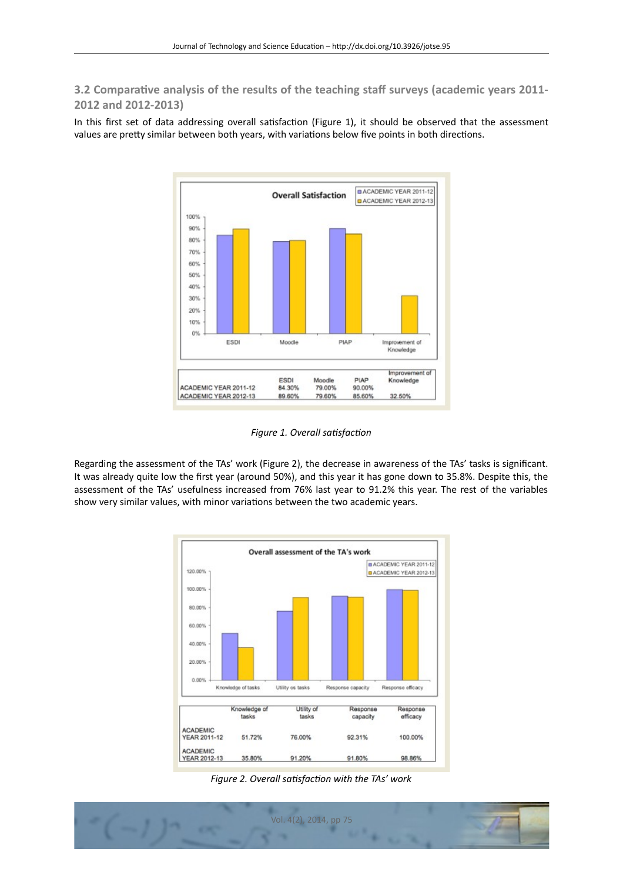### 3.2 Comparative analysis of the results of the teaching staff surveys (academic years 2011-2012 and 2012-2013)

In this first set of data addressing overall satisfaction (Figure 1), it should be observed that the assessment values are pretty similar between both years, with variations below five points in both directions.

| | ESDI | Moodle | PIAP | Improvement of Knowledge |
|---|---|---|---|---|
| ACADEMIC YEAR 2011-12 | 84.30% | 79.00% | 90.00% | |
| ACADEMIC YEAR 2012-13 | 89.60% | 79.60% | 85.60% | 32.50% |

*Figure 1. Overall satisfaction*

Regarding the assessment of the TAs' work (Figure 2), the decrease in awareness of the TAs' tasks is significant. It was already quite low the first year (around 50%), and this year it has gone down to 35.8%. Despite this, the assessment of the TAs' usefulness increased from 76% last year to 91.2% this year. The rest of the variables show very similar values, with minor variations between the two academic years.

| | Knowledge of tasks | Utility of tasks | Response capacity | Response efficacy |
|---|---|---|---|---|
| ACADEMIC YEAR 2011-12 | 51.72% | 76.00% | 92.31% | 100.00% |
| ACADEMIC YEAR 2012-13 | 35.80% | 91.20% | 91.80% | 98.86% |

*Figure 2. Overall satisfaction with the TAs' work*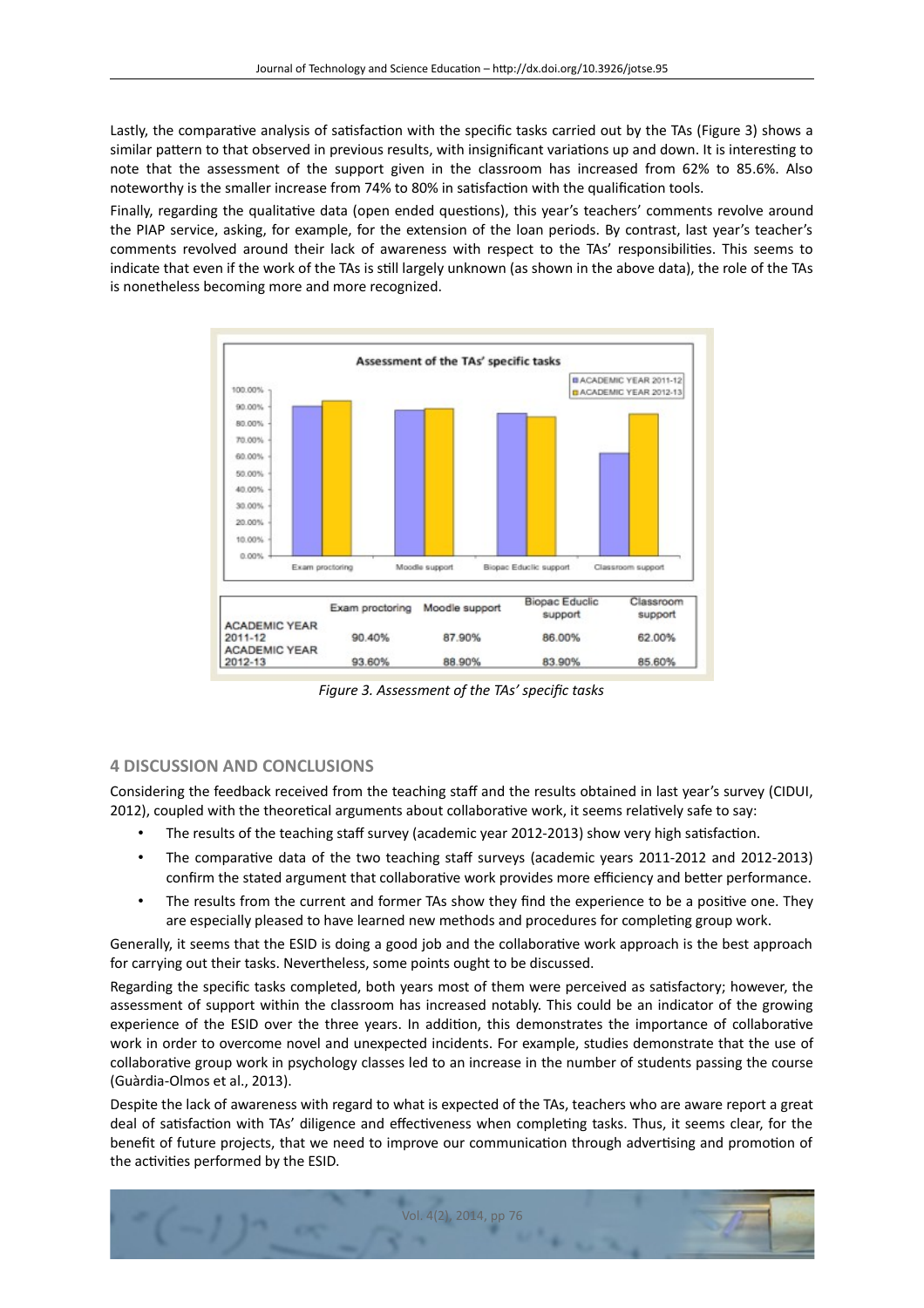Lastly, the comparative analysis of satisfaction with the specific tasks carried out by the TAs (Figure 3) shows a similar pattern to that observed in previous results, with insignificant variations up and down. It is interesting to note that the assessment of the support given in the classroom has increased from 62% to 85.6%. Also noteworthy is the smaller increase from 74% to 80% in satisfaction with the qualification tools.

Finally, regarding the qualitative data (open ended questions), this year's teachers' comments revolve around the PIAP service, asking, for example, for the extension of the loan periods. By contrast, last year's teacher's comments revolved around their lack of awareness with respect to the TAs' responsibilities. This seems to indicate that even if the work of the TAs is still largely unknown (as shown in the above data), the role of the TAs is nonetheless becoming more and more recognized.

| | Exam proctoring | Moodle support | Biopac Educlic support | Classroom support |
|---|---|---|---|---|
| ACADEMIC YEAR 2011-12 | 90.40% | 87.90% | 86.00% | 62.00% |
| ACADEMIC YEAR 2012-13 | 93.60% | 88.90% | 83.90% | 85.60% |

*Figure 3. Assessment of the TAs' specific tasks*

## 4 DISCUSSION AND CONCLUSIONS

Considering the feedback received from the teaching staff and the results obtained in last year's survey (CIDUI, 2012), coupled with the theoretical arguments about collaborative work, it seems relatively safe to say:

- The results of the teaching staff survey (academic year 2012-2013) show very high satisfaction.
- The comparative data of the two teaching staff surveys (academic years 2011-2012 and 2012-2013) confirm the stated argument that collaborative work provides more efficiency and better performance.
- The results from the current and former TAs show they find the experience to be a positive one. They are especially pleased to have learned new methods and procedures for completing group work.

Generally, it seems that the ESID is doing a good job and the collaborative work approach is the best approach for carrying out their tasks. Nevertheless, some points ought to be discussed.

Regarding the specific tasks completed, both years most of them were perceived as satisfactory; however, the assessment of support within the classroom has increased notably. This could be an indicator of the growing experience of the ESID over the three years. In addition, this demonstrates the importance of collaborative work in order to overcome novel and unexpected incidents. For example, studies demonstrate that the use of collaborative group work in psychology classes led to an increase in the number of students passing the course (Guàrdia-Olmos et al., 2013).

Despite the lack of awareness with regard to what is expected of the TAs, teachers who are aware report a great deal of satisfaction with TAs' diligence and effectiveness when completing tasks. Thus, it seems clear, for the benefit of future projects, that we need to improve our communication through advertising and promotion of the activities performed by the ESID.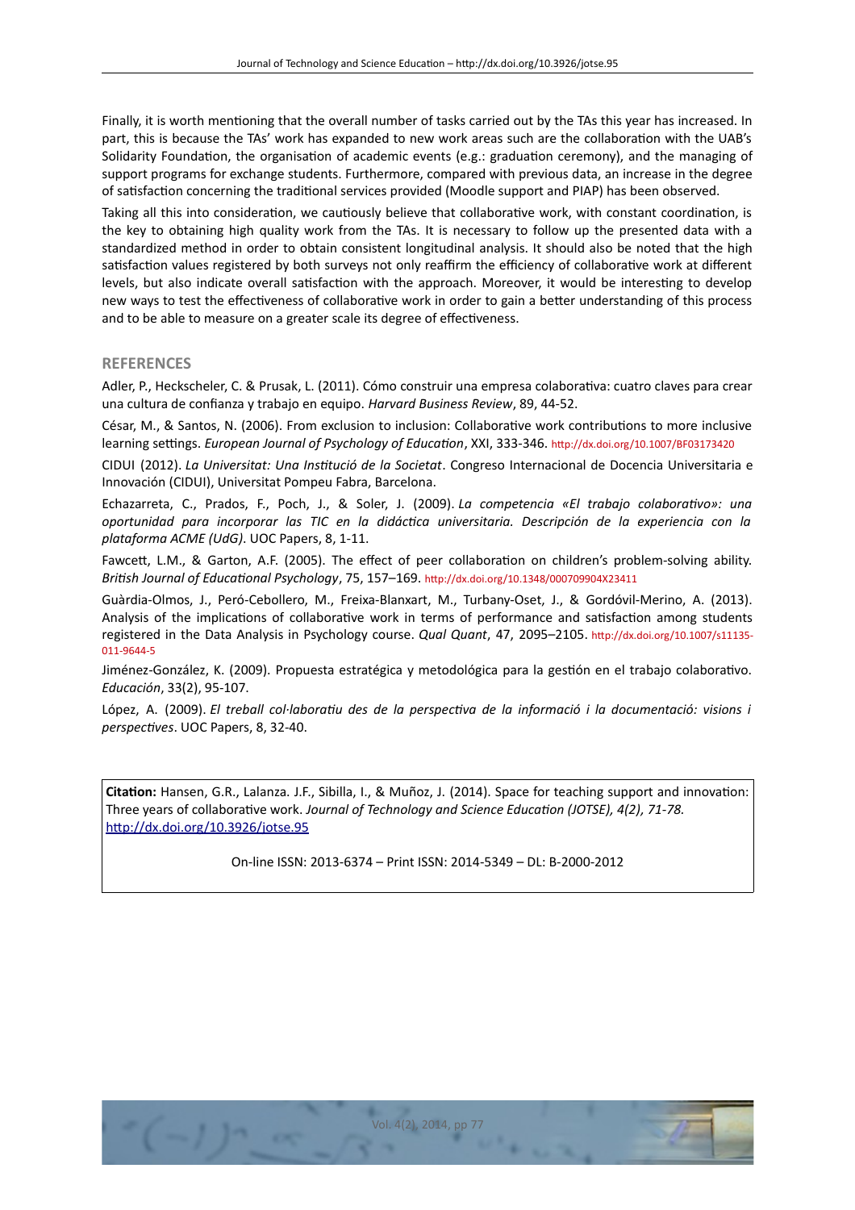Finally, it is worth mentioning that the overall number of tasks carried out by the TAs this year has increased. In part, this is because the TAs' work has expanded to new work areas such are the collaboration with the UAB's Solidarity Foundation, the organisation of academic events (e.g.: graduation ceremony), and the managing of support programs for exchange students. Furthermore, compared with previous data, an increase in the degree of satisfaction concerning the traditional services provided (Moodle support and PIAP) has been observed.

Taking all this into consideration, we cautiously believe that collaborative work, with constant coordination, is the key to obtaining high quality work from the TAs. It is necessary to follow up the presented data with a standardized method in order to obtain consistent longitudinal analysis. It should also be noted that the high satisfaction values registered by both surveys not only reaffirm the efficiency of collaborative work at different levels, but also indicate overall satisfaction with the approach. Moreover, it would be interesting to develop new ways to test the effectiveness of collaborative work in order to gain a better understanding of this process and to be able to measure on a greater scale its degree of effectiveness.

## REFERENCES

Adler, P., Heckscheler, C. & Prusak, L. (2011). Cómo construir una empresa colaborativa: cuatro claves para crear una cultura de confianza y trabajo en equipo. *Harvard Business Review*, 89, 44-52.

César, M., & Santos, N. (2006). From exclusion to inclusion: Collaborative work contributions to more inclusive learning settings. *European Journal of Psychology of Education*, XXI, 333-346. http://dx.doi.org/10.1007/BF03173420

CIDUI (2012). *La Universitat: Una Institució de la Societat*. Congreso Internacional de Docencia Universitaria e Innovación (CIDUI), Universitat Pompeu Fabra, Barcelona.

Echazarreta, C., Prados, F., Poch, J., & Soler, J. (2009). *La competencia «El trabajo colaborativo»: una oportunidad para incorporar las TIC en la didáctica universitaria. Descripción de la experiencia con la plataforma ACME (UdG)*. UOC Papers, 8, 1-11.

Fawcett, L.M., & Garton, A.F. (2005). The effect of peer collaboration on children's problem-solving ability. *British Journal of Educational Psychology*, 75, 157–169. http://dx.doi.org/10.1348/000709904X23411

Guàrdia-Olmos, J., Peró-Cebollero, M., Freixa-Blanxart, M., Turbany-Oset, J., & Gordóvil-Merino, A. (2013). Analysis of the implications of collaborative work in terms of performance and satisfaction among students registered in the Data Analysis in Psychology course. *Qual Quant*, 47, 2095–2105. http://dx.doi.org/10.1007/s11135-011-9644-5

Jiménez-González, K. (2009). Propuesta estratégica y metodológica para la gestión en el trabajo colaborativo. *Educación*, 33(2), 95-107.

López, A. (2009). *El treball col·laboratiu des de la perspectiva de la informació i la documentació: visions i perspectives*. UOC Papers, 8, 32-40.

**Citation:** Hansen, G.R., Lalanza. J.F., Sibilla, I., & Muñoz, J. (2014). Space for teaching support and innovation: Three years of collaborative work. *Journal of Technology and Science Education (JOTSE), 4(2), 71-78.* http://dx.doi.org/10.3926/jotse.95

On-line ISSN: 2013-6374 – Print ISSN: 2014-5349 – DL: B-2000-2012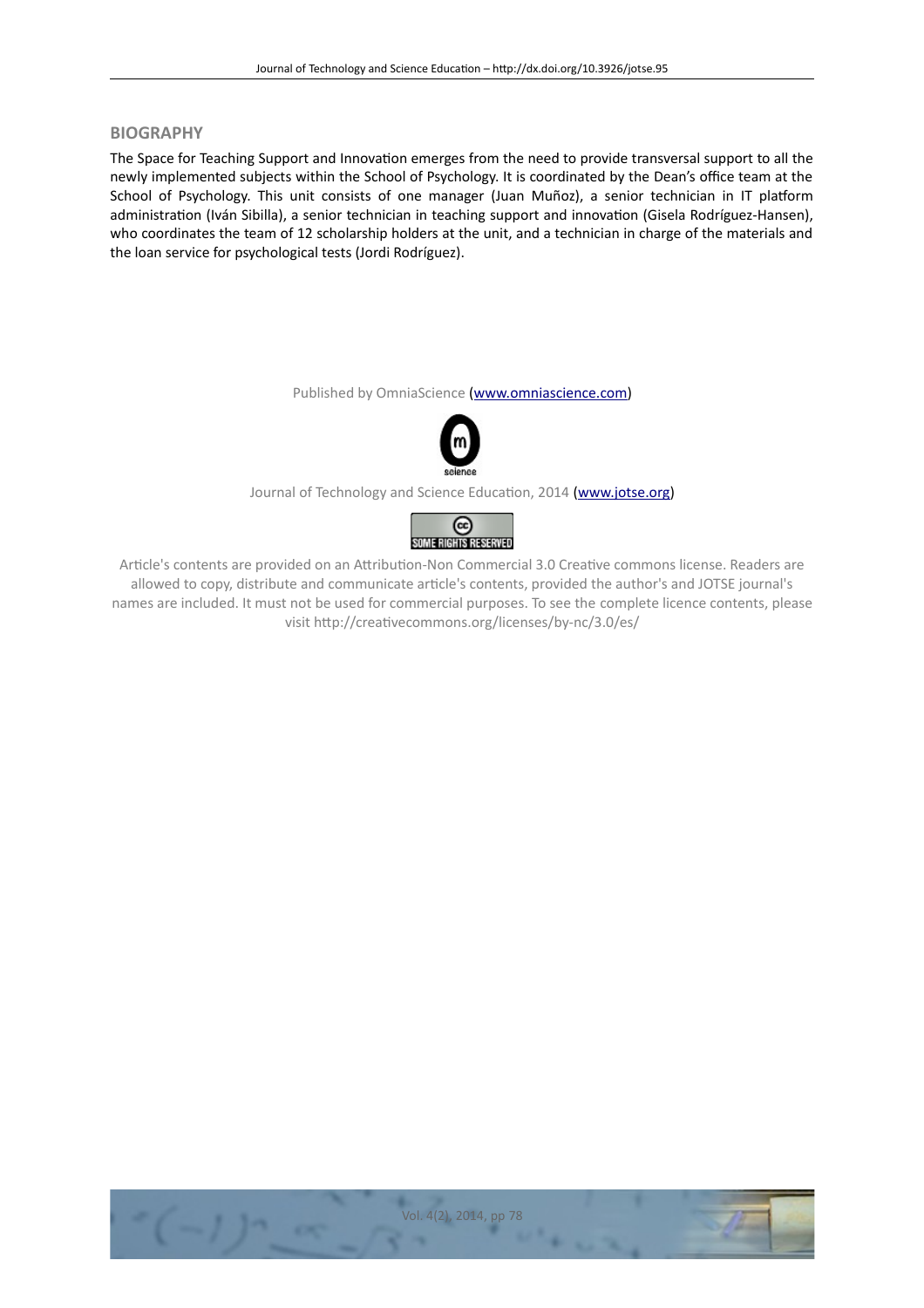## BIOGRAPHY

The Space for Teaching Support and Innovation emerges from the need to provide transversal support to all the newly implemented subjects within the School of Psychology. It is coordinated by the Dean's office team at the School of Psychology. This unit consists of one manager (Juan Muñoz), a senior technician in IT platform administration (Iván Sibilla), a senior technician in teaching support and innovation (Gisela Rodríguez-Hansen), who coordinates the team of 12 scholarship holders at the unit, and a technician in charge of the materials and the loan service for psychological tests (Jordi Rodríguez).

Published by OmniaScience (www.omniascience.com)

Journal of Technology and Science Education, 2014 (www.jotse.org)

Article's contents are provided on an Attribution-Non Commercial 3.0 Creative commons license. Readers are allowed to copy, distribute and communicate article's contents, provided the author's and JOTSE journal's names are included. It must not be used for commercial purposes. To see the complete licence contents, please visit http://creativecommons.org/licenses/by-nc/3.0/es/